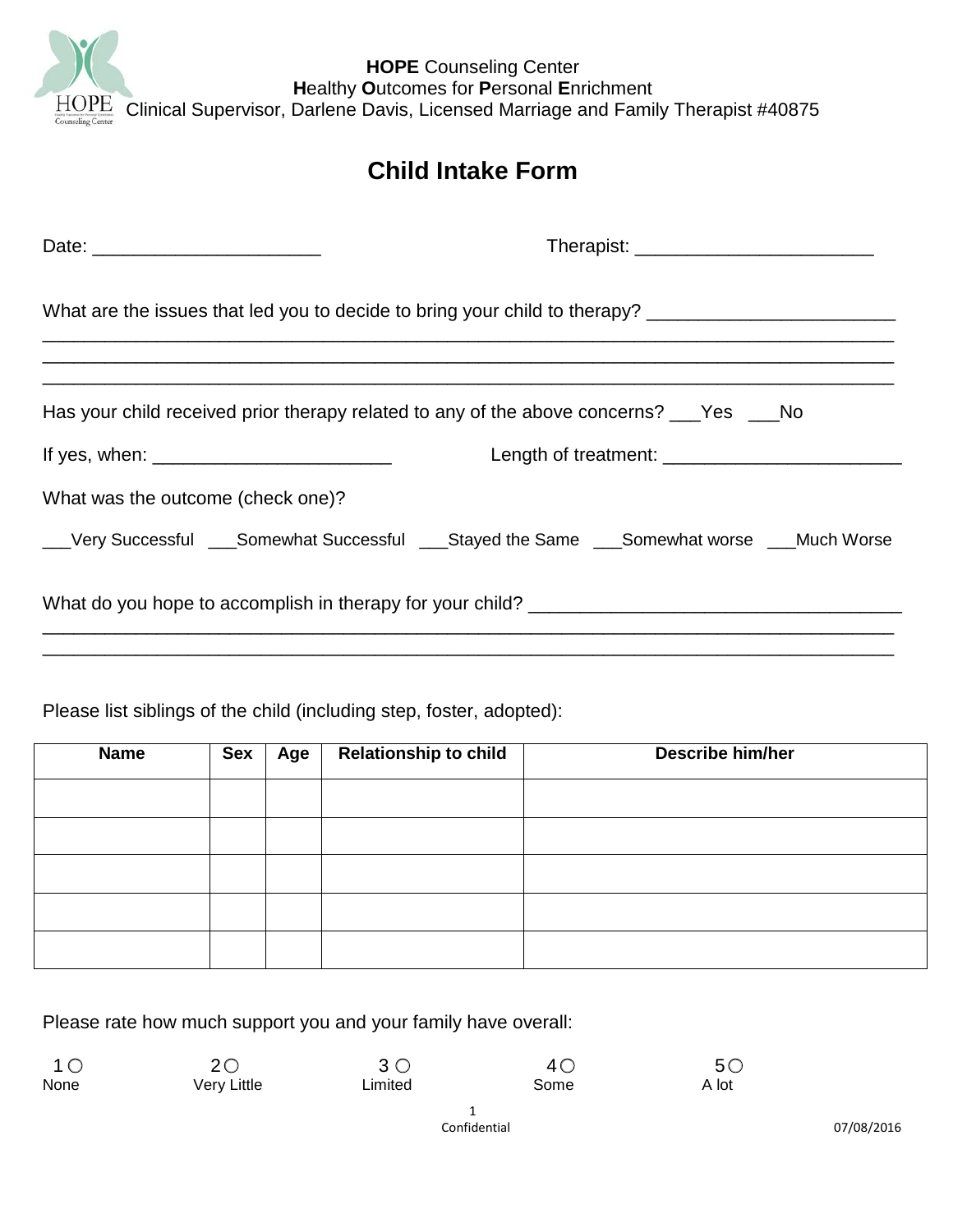**HOPE** Counseling Center
**H**ealthy **O**utcomes for **P**ersonal **E**nrichment
Clinical Supervisor, Darlene Davis, Licensed Marriage and Family Therapist #40875

# Child Intake Form

Date: ______________________ Therapist: _______________________

What are the issues that led you to decide to bring your child to therapy? ________________________
______________________________________________________________________________
______________________________________________________________________________
______________________________________________________________________________

Has your child received prior therapy related to any of the above concerns? ___Yes ___No

If yes, when: _______________________ Length of treatment: _______________________

What was the outcome (check one)?

___Very Successful ___Somewhat Successful ___Stayed the Same ___Somewhat worse ___Much Worse

What do you hope to accomplish in therapy for your child? ____________________________________
______________________________________________________________________________
______________________________________________________________________________

Please list siblings of the child (including step, foster, adopted):

| Name | Sex | Age | Relationship to child | Describe him/her |
|---|---|---|---|---|
| | | | | |
| | | | | |
| | | | | |
| | | | | |
| | | | | |

Please rate how much support you and your family have overall:

1 ○ None  2 ○ Very Little  3 ○ Limited  4 ○ Some  5 ○ A lot

Confidential

07/08/2016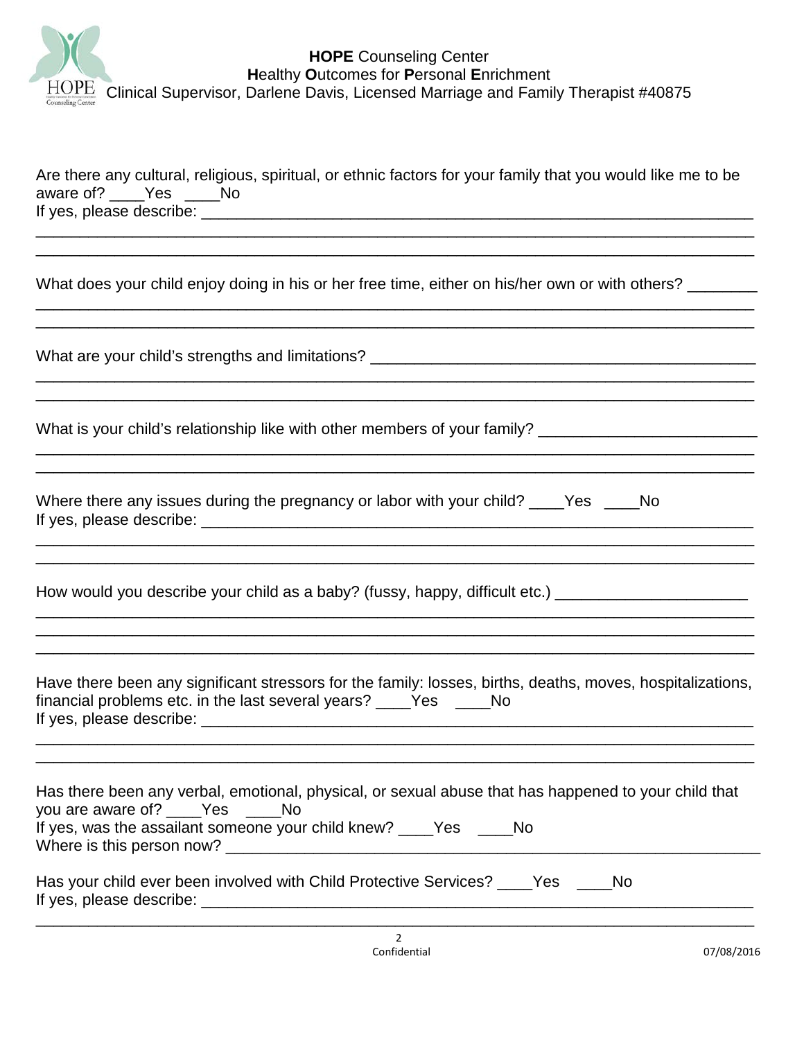**HOPE** Counseling Center
**H**ealthy **O**utcomes for **P**ersonal **E**nrichment
Clinical Supervisor, Darlene Davis, Licensed Marriage and Family Therapist #40875

Are there any cultural, religious, spiritual, or ethnic factors for your family that you would like me to be aware of? ____Yes ____No
If yes, please describe: ______________________________________________________________
______________________________________________________________________________
______________________________________________________________________________

What does your child enjoy doing in his or her free time, either on his/her own or with others? ________
______________________________________________________________________________
______________________________________________________________________________

What are your child's strengths and limitations? ___________________________________________
______________________________________________________________________________
______________________________________________________________________________

What is your child's relationship like with other members of your family? _______________________
______________________________________________________________________________
______________________________________________________________________________

Where there any issues during the pregnancy or labor with your child? ____Yes ____No
If yes, please describe: ______________________________________________________________
______________________________________________________________________________
______________________________________________________________________________

How would you describe your child as a baby? (fussy, happy, difficult etc.) _____________________
______________________________________________________________________________
______________________________________________________________________________
______________________________________________________________________________

Have there been any significant stressors for the family: losses, births, deaths, moves, hospitalizations, financial problems etc. in the last several years? ____Yes ____No
If yes, please describe: ______________________________________________________________
______________________________________________________________________________
______________________________________________________________________________

Has there been any verbal, emotional, physical, or sexual abuse that has happened to your child that you are aware of? ____Yes ____No
If yes, was the assailant someone your child knew? ____Yes ____No
Where is this person now? ___________________________________________________________

Has your child ever been involved with Child Protective Services? ____Yes ____No
If yes, please describe: ______________________________________________________________
______________________________________________________________________________

Confidential 07/08/2016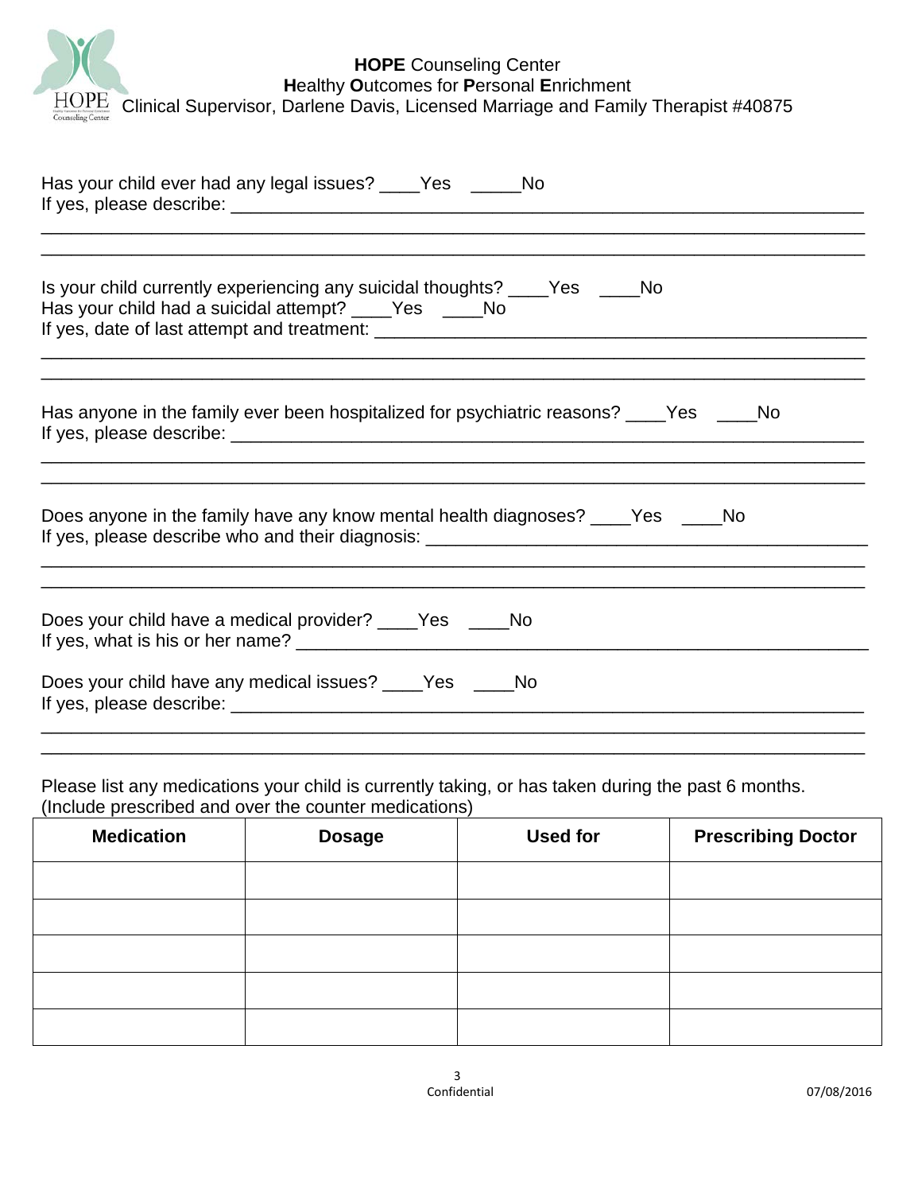**HOPE** Counseling Center
**H**ealthy **O**utcomes for **P**ersonal **E**nrichment
Clinical Supervisor, Darlene Davis, Licensed Marriage and Family Therapist #40875

Has your child ever had any legal issues? ____Yes _____No
If yes, please describe: ___________________________________________________________________
___________________________________________________________________________________
___________________________________________________________________________________

Is your child currently experiencing any suicidal thoughts? ____Yes ____No
Has your child had a suicidal attempt? ____Yes ____No
If yes, date of last attempt and treatment: _____________________________________________________
___________________________________________________________________________________
___________________________________________________________________________________

Has anyone in the family ever been hospitalized for psychiatric reasons? ____Yes ____No
If yes, please describe: ___________________________________________________________________
___________________________________________________________________________________
___________________________________________________________________________________

Does anyone in the family have any know mental health diagnoses? ____Yes ____No
If yes, please describe who and their diagnosis: _____________________________________________
___________________________________________________________________________________
___________________________________________________________________________________

Does your child have a medical provider? ____Yes ____No
If yes, what is his or her name? ____________________________________________________________

Does your child have any medical issues? ____Yes ____No
If yes, please describe: ___________________________________________________________________
___________________________________________________________________________________
___________________________________________________________________________________

Please list any medications your child is currently taking, or has taken during the past 6 months. (Include prescribed and over the counter medications)

| Medication | Dosage | Used for | Prescribing Doctor |
|---|---|---|---|
| | | | |
| | | | |
| | | | |
| | | | |
| | | | |

Confidential

07/08/2016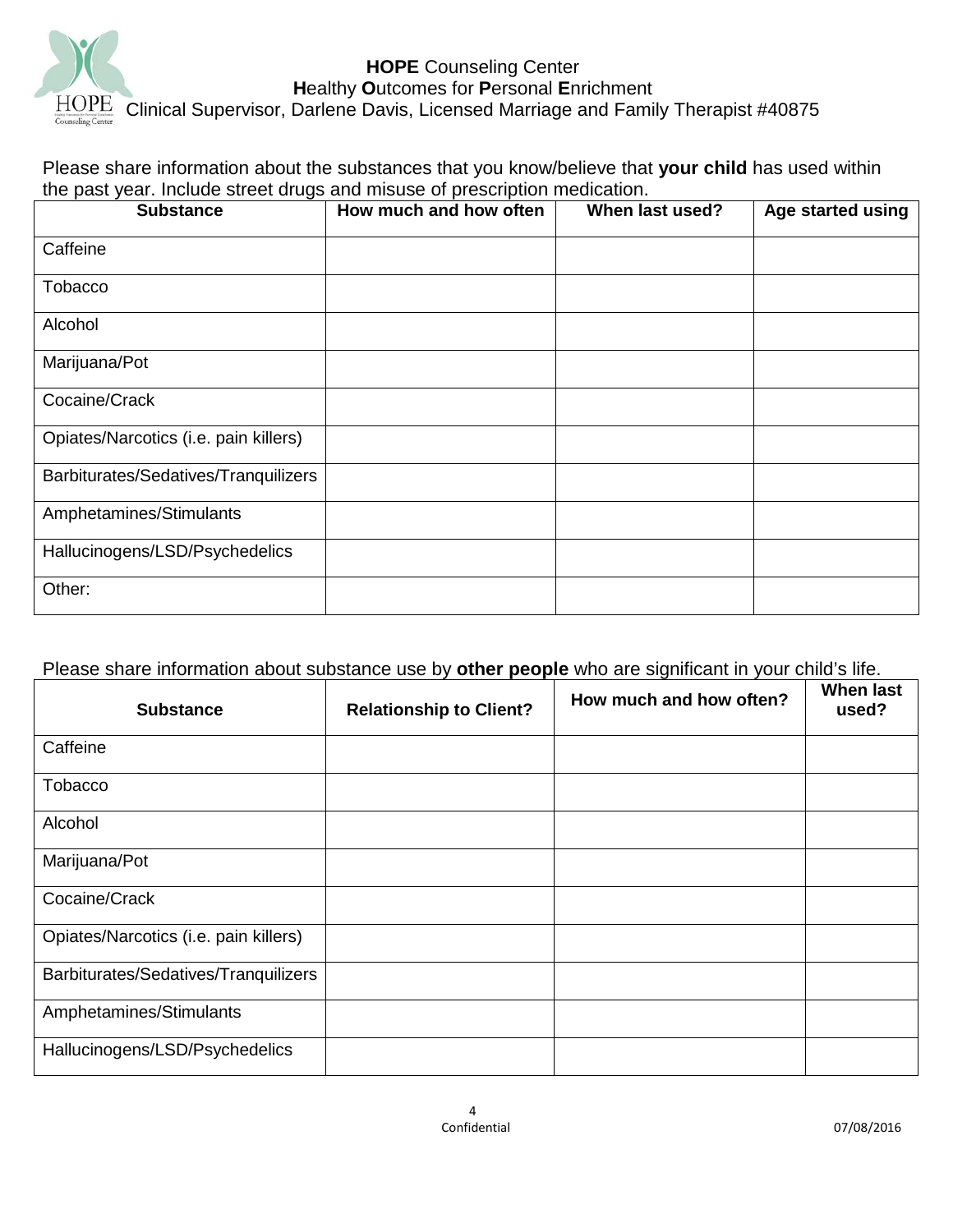**HOPE** Counseling Center
**H**ealthy **O**utcomes for **P**ersonal **E**nrichment
Clinical Supervisor, Darlene Davis, Licensed Marriage and Family Therapist #40875

Please share information about the substances that you know/believe that **your child** has used within the past year. Include street drugs and misuse of prescription medication.

| Substance | How much and how often | When last used? | Age started using |
|---|---|---|---|
| Caffeine | | | |
| Tobacco | | | |
| Alcohol | | | |
| Marijuana/Pot | | | |
| Cocaine/Crack | | | |
| Opiates/Narcotics (i.e. pain killers) | | | |
| Barbiturates/Sedatives/Tranquilizers | | | |
| Amphetamines/Stimulants | | | |
| Hallucinogens/LSD/Psychedelics | | | |
| Other: | | | |

Please share information about substance use by **other people** who are significant in your child's life.

| Substance | Relationship to Client? | How much and how often? | When last used? |
|---|---|---|---|
| Caffeine | | | |
| Tobacco | | | |
| Alcohol | | | |
| Marijuana/Pot | | | |
| Cocaine/Crack | | | |
| Opiates/Narcotics (i.e. pain killers) | | | |
| Barbiturates/Sedatives/Tranquilizers | | | |
| Amphetamines/Stimulants | | | |
| Hallucinogens/LSD/Psychedelics | | | |

Confidential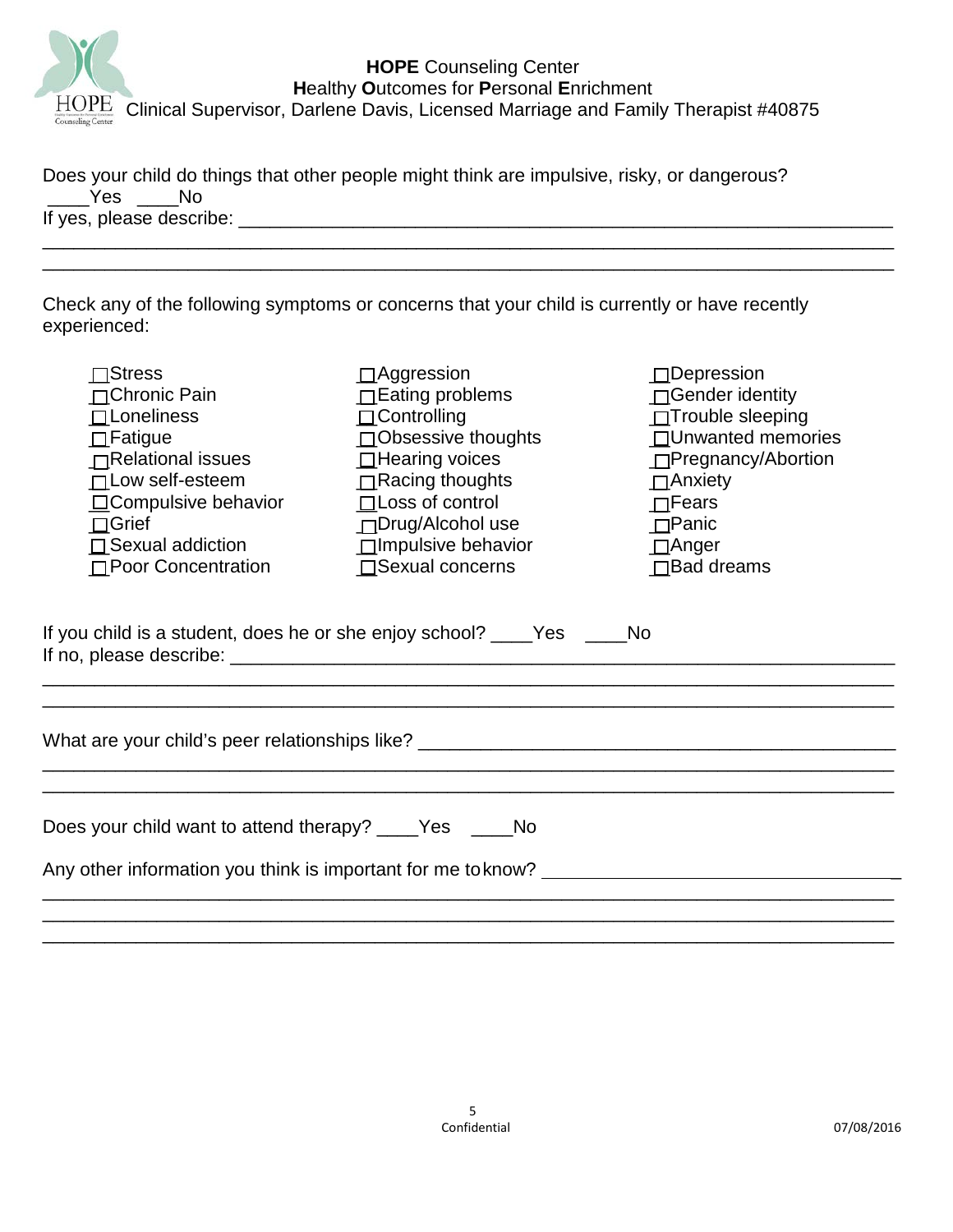**HOPE** Counseling Center
**H**ealthy **O**utcomes for **P**ersonal **E**nrichment
Clinical Supervisor, Darlene Davis, Licensed Marriage and Family Therapist #40875

Does your child do things that other people might think are impulsive, risky, or dangerous?
____Yes ____No
If yes, please describe: ___________________________________________________________
___________________________________________________________________________
___________________________________________________________________________

Check any of the following symptoms or concerns that your child is currently or have recently experienced:

- ☐ Stress
- ☐ Chronic Pain
- ☐ Loneliness
- ☐ Fatigue
- ☐ Relational issues
- ☐ Low self-esteem
- ☐ Compulsive behavior
- ☐ Grief
- ☐ Sexual addiction
- ☐ Poor Concentration
- ☐ Aggression
- ☐ Eating problems
- ☐ Controlling
- ☐ Obsessive thoughts
- ☐ Hearing voices
- ☐ Racing thoughts
- ☐ Loss of control
- ☐ Drug/Alcohol use
- ☐ Impulsive behavior
- ☐ Sexual concerns
- ☐ Depression
- ☐ Gender identity
- ☐ Trouble sleeping
- ☐ Unwanted memories
- ☐ Pregnancy/Abortion
- ☐ Anxiety
- ☐ Fears
- ☐ Panic
- ☐ Anger
- ☐ Bad dreams

If you child is a student, does he or she enjoy school? ____Yes ____No
If no, please describe: ___________________________________________________________
___________________________________________________________________________
___________________________________________________________________________

What are your child's peer relationships like? _____________________________________________
___________________________________________________________________________
___________________________________________________________________________

Does your child want to attend therapy? ____Yes ____No

Any other information you think is important for me to know? ___________________________________
___________________________________________________________________________
___________________________________________________________________________
___________________________________________________________________________

Confidential

07/08/2016